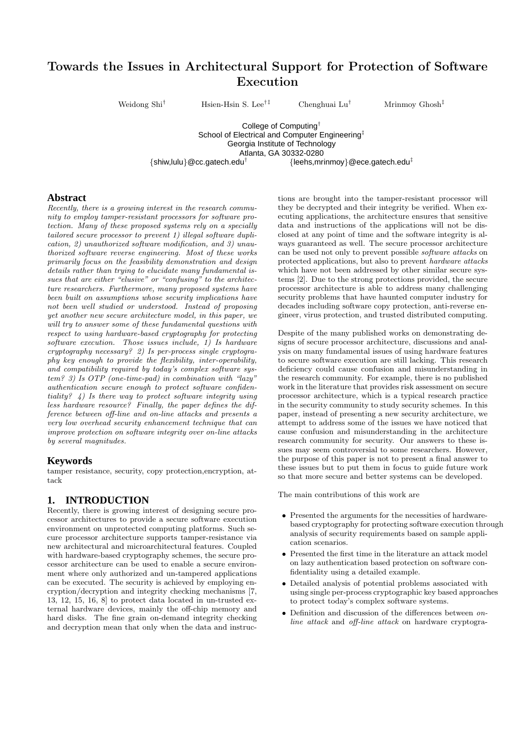# Towards the Issues in Architectural Support for Protection of Software Execution

Weidong Shi[†] Hsien-Hsin S. Lee[†‡] Chenghuai Lu[†] Mrinmoy Ghosh[‡]

College of Computing[†]
School of Electrical and Computer Engineering[‡]
Georgia Institute of Technology
Atlanta, GA 30332-0280
{shiw,lulu}@cc.gatech.edu[†] {leehs,mrinmoy}@ece.gatech.edu[‡]

## Abstract

*Recently, there is a growing interest in the research community to employ tamper-resistant processors for software protection. Many of these proposed systems rely on a specially tailored secure processor to prevent 1) illegal software duplication, 2) unauthorized software modification, and 3) unauthorized software reverse engineering. Most of these works primarily focus on the feasibility demonstration and design details rather than trying to elucidate many fundamental issues that are either "elusive" or "confusing" to the architecture researchers. Furthermore, many proposed systems have been built on assumptions whose security implications have not been well studied or understood. Instead of proposing yet another new secure architecture model, in this paper, we will try to answer some of these fundamental questions with respect to using hardware-based cryptography for protecting software execution. Those issues include, 1) Is hardware cryptography necessary? 2) Is per-process single cryptography key enough to provide the flexibility, inter-operability, and compatibility required by today's complex software system? 3) Is OTP (one-time-pad) in combination with "lazy" authentication secure enough to protect software confidentiality? 4) Is there way to protect software integrity using less hardware resource? Finally, the paper defines the difference between off-line and on-line attacks and presents a very low overhead security enhancement technique that can improve protection on software integrity over on-line attacks by several magnitudes.*

## Keywords

tamper resistance, security, copy protection,encryption, attack

## 1. INTRODUCTION

Recently, there is growing interest of designing secure processor architectures to provide a secure software execution environment on unprotected computing platforms. Such secure processor architecture supports tamper-resistance via new architectural and microarchitectural features. Coupled with hardware-based cryptography schemes, the secure processor architecture can be used to enable a secure environment where only authorized and un-tampered applications can be executed. The security is achieved by employing encryption/decryption and integrity checking mechanisms [7, 13, 12, 15, 16, 8] to protect data located in un-trusted external hardware devices, mainly the off-chip memory and hard disks. The fine grain on-demand integrity checking and decryption mean that only when the data and instructions are brought into the tamper-resistant processor will they be decrypted and their integrity be verified. When executing applications, the architecture ensures that sensitive data and instructions of the applications will not be disclosed at any point of time and the software integrity is always guaranteed as well. The secure processor architecture can be used not only to prevent possible *software attacks* on protected applications, but also to prevent *hardware attacks* which have not been addressed by other similar secure systems [2]. Due to the strong protections provided, the secure processor architecture is able to address many challenging security problems that have haunted computer industry for decades including software copy protection, anti-reverse engineer, virus protection, and trusted distributed computing.

Despite of the many published works on demonstrating designs of secure processor architecture, discussions and analysis on many fundamental issues of using hardware features to secure software execution are still lacking. This research deficiency could cause confusion and misunderstanding in the research community. For example, there is no published work in the literature that provides risk assessment on secure processor architecture, which is a typical research practice in the security community to study security schemes. In this paper, instead of presenting a new security architecture, we attempt to address some of the issues we have noticed that cause confusion and misunderstanding in the architecture research community for security. Our answers to these issues may seem controversial to some researchers. However, the purpose of this paper is not to present a final answer to these issues but to put them in focus to guide future work so that more secure and better systems can be developed.

The main contributions of this work are

- Presented the arguments for the necessities of hardware-based cryptography for protecting software execution through analysis of security requirements based on sample application scenarios.
- Presented the first time in the literature an attack model on lazy authentication based protection on software confidentiality using a detailed example.
- Detailed analysis of potential problems associated with using single per-process cryptographic key based approaches to protect today's complex software systems.
- Definition and discussion of the differences between *on-line attack* and *off-line attack* on hardware cryptogra-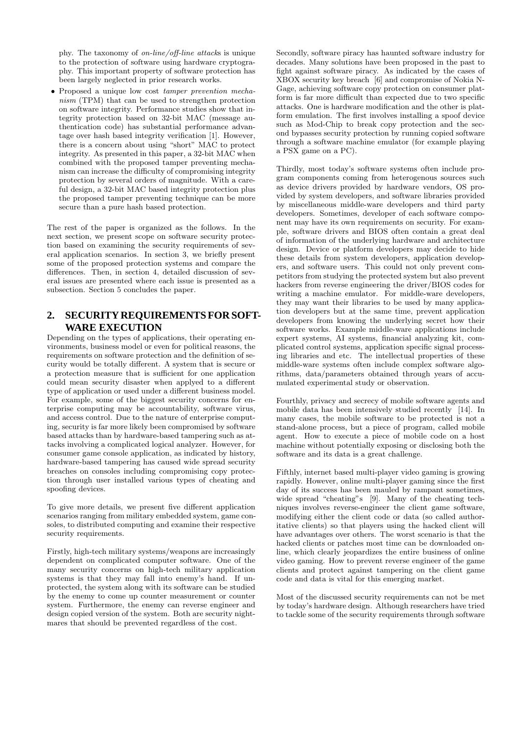phy. The taxonomy of *on-line/off-line attack*s is unique to the protection of software using hardware cryptography. This important property of software protection has been largely neglected in prior research works.

- Proposed a unique low cost *tamper prevention mechanism* (TPM) that can be used to strengthen protection on software integrity. Performance studies show that integrity protection based on 32-bit MAC (message authentication code) has substantial performance advantage over hash based integrity verification [1]. However, there is a concern about using "short" MAC to protect integrity. As presented in this paper, a 32-bit MAC when combined with the proposed tamper preventing mechanism can increase the difficulty of compromising integrity protection by several orders of magnitude. With a careful design, a 32-bit MAC based integrity protection plus the proposed tamper preventing technique can be more secure than a pure hash based protection.

The rest of the paper is organized as the follows. In the next section, we present scope on software security protection based on examining the security requirements of several application scenarios. In section 3, we briefly present some of the proposed protection systems and compare the differences. Then, in section 4, detailed discussion of several issues are presented where each issue is presented as a subsection. Section 5 concludes the paper.

## 2. SECURITY REQUIREMENTS FOR SOFTWARE EXECUTION

Depending on the types of applications, their operating environments, business model or even for political reasons, the requirements on software protection and the definition of security would be totally different. A system that is secure or a protection measure that is sufficient for one application could mean security disaster when applyed to a different type of application or used under a different business model. For example, some of the biggest security concerns for enterprise computing may be accountability, software virus, and access control. Due to the nature of enterprise computing, security is far more likely been compromised by software based attacks than by hardware-based tampering such as attacks involving a complicated logical analyzer. However, for consumer game console application, as indicated by history, hardware-based tampering has caused wide spread security breaches on consoles including compromising copy protection through user installed various types of cheating and spoofing devices.

To give more details, we present five different application scenarios ranging from military embedded system, game consoles, to distributed computing and examine their respective security requirements.

Firstly, high-tech military systems/weapons are increasingly dependent on complicated computer software. One of the many security concerns on high-tech military application systems is that they may fall into enemy's hand. If unprotected, the system along with its software can be studied by the enemy to come up counter measurement or counter system. Furthermore, the enemy can reverse engineer and design copied version of the system. Both are security nightmares that should be prevented regardless of the cost.

Secondly, software piracy has haunted software industry for decades. Many solutions have been proposed in the past to fight against software piracy. As indicated by the cases of XBOX security key breach [6] and compromise of Nokia N-Gage, achieving software copy protection on consumer platform is far more difficult than expected due to two specific attacks. One is hardware modification and the other is platform emulation. The first involves installing a spoof device such as Mod-Chip to break copy protection and the second bypasses security protection by running copied software through a software machine emulator (for example playing a PSX game on a PC).

Thirdly, most today's software systems often include program components coming from heterogenous sources such as device drivers provided by hardware vendors, OS provided by system developers, and software libraries provided by miscellaneous middle-ware developers and third party developers. Sometimes, developer of each software component may have its own requirements on security. For example, software drivers and BIOS often contain a great deal of information of the underlying hardware and architecture design. Device or platform developers may decide to hide these details from system developers, application developers, and software users. This could not only prevent competitors from studying the protected system but also prevent hackers from reverse engineering the driver/BIOS codes for writing a machine emulator. For middle-ware developers, they may want their libraries to be used by many application developers but at the same time, prevent application developers from knowing the underlying secret how their software works. Example middle-ware applications include expert systems, AI systems, financial analyzing kit, complicated control systems, application specific signal processing libraries and etc. The intellectual properties of these middle-ware systems often include complex software algorithms, data/parameters obtained through years of accumulated experimental study or observation.

Fourthly, privacy and secrecy of mobile software agents and mobile data has been intensively studied recently [14]. In many cases, the mobile software to be protected is not a stand-alone process, but a piece of program, called mobile agent. How to execute a piece of mobile code on a host machine without potentially exposing or disclosing both the software and its data is a great challenge.

Fifthly, internet based multi-player video gaming is growing rapidly. However, online multi-player gaming since the first day of its success has been mauled by rampant sometimes, wide spread "cheating"s [9]. Many of the cheating techniques involves reverse-engineer the client game software, modifying either the client code or data (so called authoritative clients) so that players using the hacked client will have advantages over others. The worst scenario is that the hacked clients or patches most time can be downloaded online, which clearly jeopardizes the entire business of online video gaming. How to prevent reverse engineer of the game clients and protect against tampering on the client game code and data is vital for this emerging market.

Most of the discussed security requirements can not be met by today's hardware design. Although researchers have tried to tackle some of the security requirements through software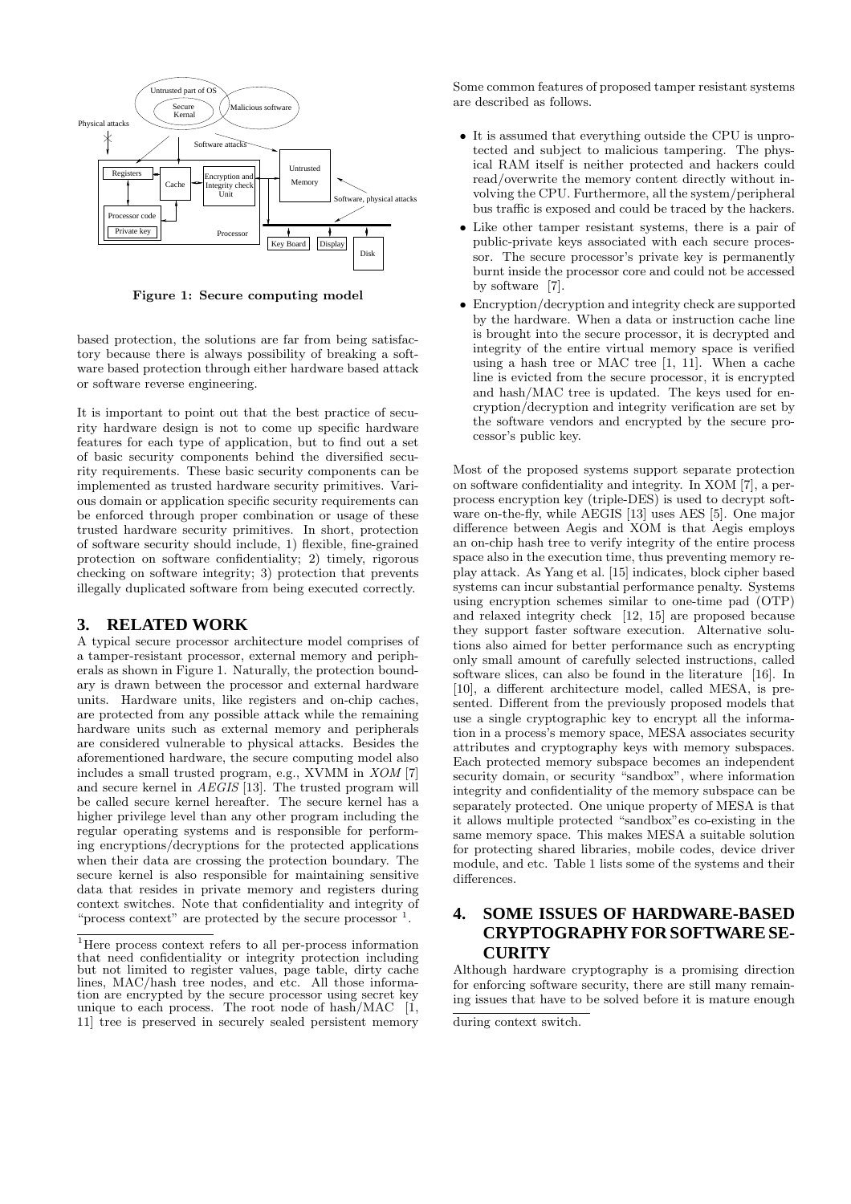Figure 1: Secure computing model

based protection, the solutions are far from being satisfactory because there is always possibility of breaking a software based protection through either hardware based attack or software reverse engineering.

It is important to point out that the best practice of security hardware design is not to come up specific hardware features for each type of application, but to find out a set of basic security components behind the diversified security requirements. These basic security components can be implemented as trusted hardware security primitives. Various domain or application specific security requirements can be enforced through proper combination or usage of these trusted hardware security primitives. In short, protection of software security should include, 1) flexible, fine-grained protection on software confidentiality; 2) timely, rigorous checking on software integrity; 3) protection that prevents illegally duplicated software from being executed correctly.

## 3. RELATED WORK

A typical secure processor architecture model comprises of a tamper-resistant processor, external memory and peripherals as shown in Figure 1. Naturally, the protection boundary is drawn between the processor and external hardware units. Hardware units, like registers and on-chip caches, are protected from any possible attack while the remaining hardware units such as external memory and peripherals are considered vulnerable to physical attacks. Besides the aforementioned hardware, the secure computing model also includes a small trusted program, e.g., XVMM in *XOM* [7] and secure kernel in *AEGIS* [13]. The trusted program will be called secure kernel hereafter. The secure kernel has a higher privilege level than any other program including the regular operating systems and is responsible for performing encryptions/decryptions for the protected applications when their data are crossing the protection boundary. The secure kernel is also responsible for maintaining sensitive data that resides in private memory and registers during context switches. Note that confidentiality and integrity of "process context" are protected by the secure processor [1].

Some common features of proposed tamper resistant systems are described as follows.

- It is assumed that everything outside the CPU is unprotected and subject to malicious tampering. The physical RAM itself is neither protected and hackers could read/overwrite the memory content directly without involving the CPU. Furthermore, all the system/peripheral bus traffic is exposed and could be traced by the hackers.
- Like other tamper resistant systems, there is a pair of public-private keys associated with each secure processor. The secure processor's private key is permanently burnt inside the processor core and could not be accessed by software [7].
- Encryption/decryption and integrity check are supported by the hardware. When a data or instruction cache line is brought into the secure processor, it is decrypted and integrity of the entire virtual memory space is verified using a hash tree or MAC tree [1, 11]. When a cache line is evicted from the secure processor, it is encrypted and hash/MAC tree is updated. The keys used for encryption/decryption and integrity verification are set by the software vendors and encrypted by the secure processor's public key.

Most of the proposed systems support separate protection on software confidentiality and integrity. In XOM [7], a per-process encryption key (triple-DES) is used to decrypt software on-the-fly, while AEGIS [13] uses AES [5]. One major difference between Aegis and XOM is that Aegis employs an on-chip hash tree to verify integrity of the entire process space also in the execution time, thus preventing memory replay attack. As Yang et al. [15] indicates, block cipher based systems can incur substantial performance penalty. Systems using encryption schemes similar to one-time pad (OTP) and relaxed integrity check [12, 15] are proposed because they support faster software execution. Alternative solutions also aimed for better performance such as encrypting only small amount of carefully selected instructions, called software slices, can also be found in the literature [16]. In [10], a different architecture model, called MESA, is presented. Different from the previously proposed models that use a single cryptographic key to encrypt all the information in a process's memory space, MESA associates security attributes and cryptography keys with memory subspaces. Each protected memory subspace becomes an independent security domain, or security "sandbox", where information integrity and confidentiality of the memory subspace can be separately protected. One unique property of MESA is that it allows multiple protected "sandbox"es co-existing in the same memory space. This makes MESA a suitable solution for protecting shared libraries, mobile codes, device driver module, and etc. Table 1 lists some of the systems and their differences.

## 4. SOME ISSUES OF HARDWARE-BASED CRYPTOGRAPHY FOR SOFTWARE SECURITY

Although hardware cryptography is a promising direction for enforcing software security, there are still many remaining issues that have to be solved before it is mature enough

[1] Here process context refers to all per-process information that need confidentiality or integrity protection including but not limited to register values, page table, dirty cache lines, MAC/hash tree nodes, and etc. All those information are encrypted by the secure processor using secret key unique to each process. The root node of hash/MAC [1, 11] tree is preserved in securely sealed persistent memory during context switch.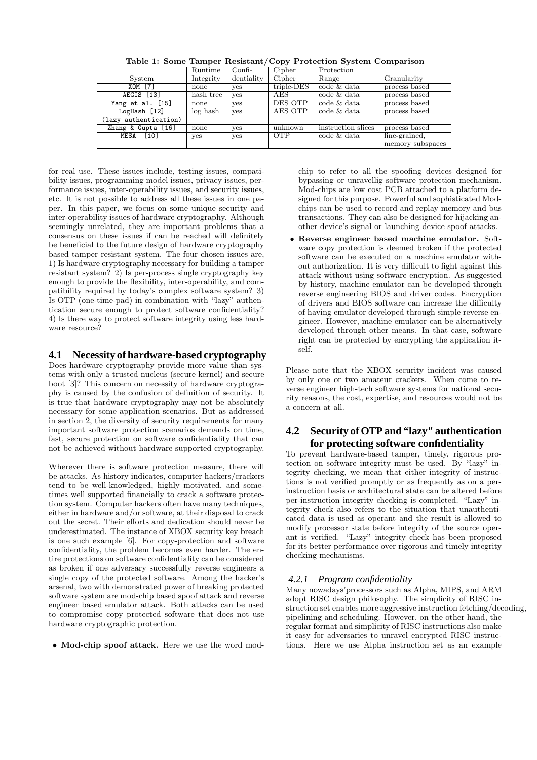Table 1: Some Tamper Resistant/Copy Protection System Comparison

| System | Runtime Integrity | Confi- dentiality | Cipher Cipher | Protection Range | Granularity |
|---|---|---|---|---|---|
| XOM [7] | none | yes | triple-DES | code & data | process based |
| AEGIS [13] | hash tree | yes | AES | code & data | process based |
| Yang et al. [15] | none | yes | DES OTP | code & data | process based |
| LogHash [12] (lazy authentication) | log hash | yes | AES OTP | code & data | process based |
| Zhang & Gupta [16] | none | yes | unknown | instruction slices | process based |
| MESA [10] | yes | yes | OTP | code & data | fine-grained, memory subspaces |

for real use. These issues include, testing issues, compatibility issues, programming model issues, privacy issues, performance issues, inter-operability issues, and security issues, etc. It is not possible to address all these issues in one paper. In this paper, we focus on some unique security and inter-operability issues of hardware cryptography. Although seemingly unrelated, they are important problems that a consensus on these issues if can be reached will definitely be beneficial to the future design of hardware cryptography based tamper resistant system. The four chosen issues are, 1) Is hardware cryptography necessary for building a tamper resistant system? 2) Is per-process single cryptography key enough to provide the flexibility, inter-operability, and compatibility required by today's complex software system? 3) Is OTP (one-time-pad) in combination with "lazy" authentication secure enough to protect software confidentiality? 4) Is there way to protect software integrity using less hardware resource?

## 4.1 Necessity of hardware-based cryptography

Does hardware cryptography provide more value than systems with only a trusted nucleus (secure kernel) and secure boot [3]? This concern on necessity of hardware cryptography is caused by the confusion of definition of security. It is true that hardware cryptography may not be absolutely necessary for some application scenarios. But as addressed in section 2, the diversity of security requirements for many important software protection scenarios demands on time, fast, secure protection on software confidentiality that can not be achieved without hardware supported cryptography.

Wherever there is software protection measure, there will be attacks. As history indicates, computer hackers/crackers tend to be well-knowledged, highly motivated, and sometimes well supported financially to crack a software protection system. Computer hackers often have many techniques, either in hardware and/or software, at their disposal to crack out the secret. Their efforts and dedication should never be underestimated. The instance of XBOX security key breach is one such example [6]. For copy-protection and software confidentiality, the problem becomes even harder. The entire protections on software confidentiality can be considered as broken if one adversary successfully reverse engineers a single copy of the protected software. Among the hacker's arsenal, two with demonstrated power of breaking protected software system are mod-chip based spoof attack and reverse engineer based emulator attack. Both attacks can be used to compromise copy protected software that does not use hardware cryptographic protection.

- **Mod-chip spoof attack.** Here we use the word mod-chip to refer to all the spoofing devices designed for bypassing or unravelling software protection mechanism. Mod-chips are low cost PCB attached to a platform designed for this purpose. Powerful and sophisticated Mod-chips can be used to record and replay memory and bus transactions. They can also be designed for hijacking another device's signal or launching device spoof attacks.
- **Reverse engineer based machine emulator.** Software copy protection is deemed broken if the protected software can be executed on a machine emulator without authorization. It is very difficult to fight against this attack without using software encryption. As suggested by history, machine emulator can be developed through reverse engineering BIOS and driver codes. Encryption of drivers and BIOS software can increase the difficulty of having emulator developed through simple reverse engineer. However, machine emulator can be alternatively developed through other means. In that case, software right can be protected by encrypting the application itself.

Please note that the XBOX security incident was caused by only one or two amateur crackers. When come to reverse engineer high-tech software systems for national security reasons, the cost, expertise, and resources would not be a concern at all.

## 4.2 Security of OTP and "lazy" authentication for protecting software confidentiality

To prevent hardware-based tamper, timely, rigorous protection on software integrity must be used. By "lazy" integrity checking, we mean that either integrity of instructions is not verified promptly or as frequently as on a per-instruction basis or architectural state can be altered before per-instruction integrity checking is completed. "Lazy" integrity check also refers to the situation that unauthenticated data is used as operant and the result is allowed to modify processor state before integrity of the source operant is verified. "Lazy" integrity check has been proposed for its better performance over rigorous and timely integrity checking mechanisms.

### 4.2.1 Program confidentiality

Many nowadays'processors such as Alpha, MIPS, and ARM adopt RISC design philosophy. The simplicity of RISC instruction set enables more aggressive instruction fetching/decoding, pipelining and scheduling. However, on the other hand, the regular format and simplicity of RISC instructions also make it easy for adversaries to unravel encrypted RISC instructions. Here we use Alpha instruction set as an example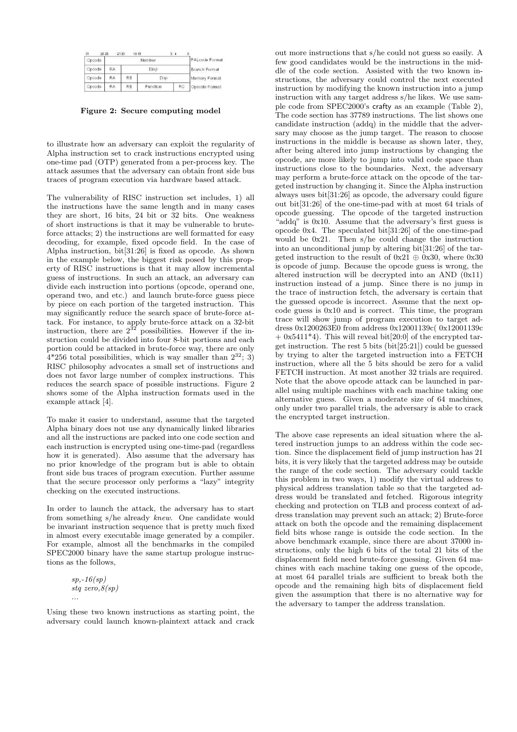| 31 26 | 25 21 | 20 16 | 15 5 | 4 0 | |
|---|---|---|---|---|---|
| Opcode | Number | | | | PALcode Format |
| Opcode | RA | Disp | | | Branch Format |
| Opcode | RA | RB | Disp | | Memory Format |
| Opcode | RA | RB | Function | RC | Operate Format |

**Figure 2: Secure computing model**

to illustrate how an adversary can exploit the regularity of Alpha instruction set to crack instructions encrypted using one-time pad (OTP) generated from a per-process key. The attack assumes that the adversary can obtain front side bus traces of program execution via hardware based attack.

The vulnerability of RISC instruction set includes, 1) all the instructions have the same length and in many cases they are short, 16 bits, 24 bit or 32 bits. One weakness of short instructions is that it may be vulnerable to brute-force attacks; 2) the instructions are well formatted for easy decoding, for example, fixed opcode field. In the case of Alpha instruction, bit[31:26] is fixed as opcode. As shown in the example below, the biggest risk posed by this property of RISC instructions is that it may allow incremental guess of instructions. In such an attack, an adversary can divide each instruction into portions (opcode, operand one, operand two, and etc.) and launch brute-force guess piece by piece on each portion of the targeted instruction. This may significantly reduce the search space of brute-force attack. For instance, to apply brute-force attack on a 32-bit instruction, there are $2^{32}$ possibilities. However if the instruction could be divided into four 8-bit portions and each portion could be attacked in brute-force way, there are only 4*256 total possibilities, which is way smaller than $2^{32}$; 3) RISC philosophy advocates a small set of instructions and does not favor large number of complex instructions. This reduces the search space of possible instructions. Figure 2 shows some of the Alpha instruction formats used in the example attack [4].

To make it easier to understand, assume that the targeted Alpha binary does not use any dynamically linked libraries and all the instructions are packed into one code section and each instruction is encrypted using one-time-pad (regardless how it is generated). Also assume that the adversary has no prior knowledge of the program but is able to obtain front side bus traces of program execution. Further assume that the secure processor only performs a "lazy" integrity checking on the executed instructions.

In order to launch the attack, the adversary has to start from something s/he already *knew*. One candidate would be invariant instruction sequence that is pretty much fixed in almost every executable image generated by a compiler. For example, almost all the benchmarks in the compiled SPEC2000 binary have the same startup prologue instructions as the follows,

*sp,-16(sp)*
*stq zero,8(sp)*
*...*

Using these two known instructions as starting point, the adversary could launch known-plaintext attack and crack out more instructions that s/he could not guess so easily. A few good candidates would be the instructions in the middle of the code section. Assisted with the two known instructions, the adversary could control the next executed instruction by modifying the known instruction into a jump instruction with any target address s/he likes. We use sample code from SPEC2000's crafty as an example (Table 2), The code section has 37789 instructions. The list shows one candidate instruction (addq) in the middle that the adversary may choose as the jump target. The reason to choose instructions in the middle is because as shown later, they, after being altered into jump instructions by changing the opcode, are more likely to jump into valid code space than instructions close to the boundaries. Next, the adversary may perform a brute-force attack on the opcode of the targeted instruction by changing it. Since the Alpha instruction always uses bit[31:26] as opcode, the adversary could figure out bit[31:26] of the one-time-pad with at most 64 trials of opcode guessing. The opcode of the targeted instruction "addq" is 0x10. Assume that the adversary's first guess is opcode 0x4. The speculated bit[31:26] of the one-time-pad would be 0x21. Then s/he could change the instruction into an unconditional jump by altering bit[31:26] of the targeted instruction to the result of 0x21 $\oplus$ 0x30, where 0x30 is opcode of jump. Because the opcode guess is wrong, the altered instruction will be decrypted into an AND (0x11) instruction instead of a jump. Since there is no jump in the trace of instruction fetch, the adversary is certain that the guessed opcode is incorrect. Assume that the next opcode guess is 0x10 and is correct. This time, the program trace will show jump of program execution to target address 0x1200263E0 from address 0x12001139c( 0x12001139c + 0x5411*4). This will reveal bit[20:0] of the encrypted target instruction. The rest 5 bits (bit[25:21]) could be guessed by trying to alter the targeted instruction into a FETCH instruction, where all the 5 bits should be zero for a valid FETCH instruction. At most another 32 trials are required. Note that the above opcode attack can be launched in parallel using multiple machines with each machine taking one alternative guess. Given a moderate size of 64 machines, only under two parallel trials, the adversary is able to crack the encrypted target instruction.

The above case represents an ideal situation where the altered instruction jumps to an address within the code section. Since the displacement field of jump instruction has 21 bits, it is very likely that the targeted address may be outside the range of the code section. The adversary could tackle this problem in two ways, 1) modify the virtual address to physical address translation table so that the targeted address would be translated and fetched. Rigorous integrity checking and protection on TLB and process context of address translation may prevent such an attack; 2) Brute-force attack on both the opcode and the remaining displacement field bits whose range is outside the code section. In the above benchmark example, since there are about 37000 instructions, only the high 6 bits of the total 21 bits of the displacement field need brute-force guessing. Given 64 machines with each machine taking one guess of the opcode, at most 64 parallel trials are sufficient to break both the opcode and the remaining high bits of displacement field given the assumption that there is no alternative way for the adversary to tamper the address translation.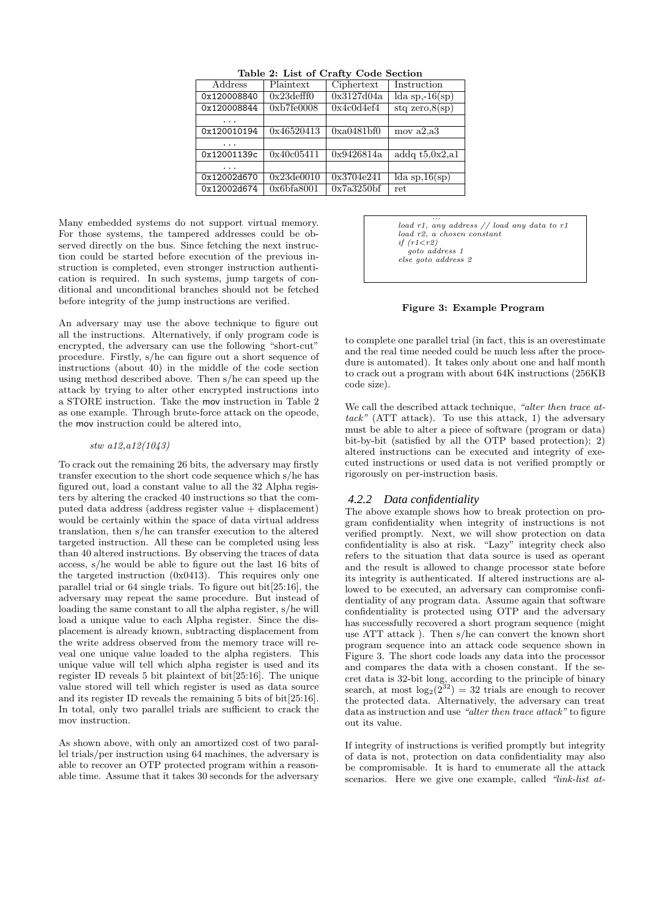**Table 2: List of Crafty Code Section**

| Address | Plaintext | Ciphertext | Instruction |
|---|---|---|---|
| 0x120008840 | 0x23defff0 | 0x3127d04a | lda sp,-16(sp) |
| 0x120008844 | 0xb7fe0008 | 0x4c0d4ef4 | stq zero,8(sp) |
| ... | | | |
| 0x120010194 | 0x46520413 | 0xa0481bf0 | mov a2,a3 |
| ... | | | |
| 0x12001139c | 0x40c05411 | 0x9426814a | addq t5,0x2,a1 |
| ... | | | |
| 0x12002d670 | 0x23de0010 | 0x3704e241 | lda sp,16(sp) |
| 0x12002d674 | 0x6bfa8001 | 0x7a3250bf | ret |

Many embedded systems do not support virtual memory. For those systems, the tampered addresses could be observed directly on the bus. Since fetching the next instruction could be started before execution of the previous instruction is completed, even stronger instruction authentication is required. In such systems, jump targets of conditional and unconditional branches should not be fetched before integrity of the jump instructions are verified.

An adversary may use the above technique to figure out all the instructions. Alternatively, if only program code is encrypted, the adversary can use the following "short-cut" procedure. Firstly, s/he can figure out a short sequence of instructions (about 40) in the middle of the code section using method described above. Then s/he can speed up the attack by trying to alter other encrypted instructions into a STORE instruction. Take the mov instruction in Table 2 as one example. Through brute-force attack on the opcode, the mov instruction could be altered into,

*stw a12,a12(1043)*

To crack out the remaining 26 bits, the adversary may firstly transfer execution to the short code sequence which s/he has figured out, load a constant value to all the 32 Alpha registers by altering the cracked 40 instructions so that the computed data address (address register value + displacement) would be certainly within the space of data virtual address translation, then s/he can transfer execution to the altered targeted instruction. All these can be completed using less than 40 altered instructions. By observing the traces of data access, s/he would be able to figure out the last 16 bits of the targeted instruction (0x0413). This requires only one parallel trial or 64 single trials. To figure out bit[25:16], the adversary may repeat the same procedure. But instead of loading the same constant to all the alpha register, s/he will load a unique value to each Alpha register. Since the displacement is already known, subtracting displacement from the write address observed from the memory trace will reveal one unique value loaded to the alpha registers. This unique value will tell which alpha register is used and its register ID reveals 5 bit plaintext of bit[25:16]. The unique value stored will tell which register is used as data source and its register ID reveals the remaining 5 bits of bit[25:16]. In total, only two parallel trials are sufficient to crack the mov instruction.

As shown above, with only an amortized cost of two parallel trials/per instruction using 64 machines, the adversary is able to recover an OTP protected program within a reasonable time. Assume that it takes 30 seconds for the adversary to complete one parallel trial (in fact, this is an overestimate and the real time needed could be much less after the procedure is automated). It takes only about one and half month to crack out a program with about 64K instructions (256KB code size).

```
...
load r1, any address // load any data to r1
load r2, a chosen constant
if (r1<r2)
   goto address 1
else goto address 2
```

**Figure 3: Example Program**

We call the described attack technique, *"alter then trace attack"* (ATT attack). To use this attack, 1) the adversary must be able to alter a piece of software (program or data) bit-by-bit (satisfied by all the OTP based protection); 2) altered instructions can be executed and integrity of executed instructions or used data is not verified promptly or rigorously on per-instruction basis.

### 4.2.2 Data confidentiality

The above example shows how to break protection on program confidentiality when integrity of instructions is not verified promptly. Next, we will show protection on data confidentiality is also at risk. "Lazy" integrity check also refers to the situation that data source is used as operant and the result is allowed to change processor state before its integrity is authenticated. If altered instructions are allowed to be executed, an adversary can compromise confidentiality of any program data. Assume again that software confidentiality is protected using OTP and the adversary has successfully recovered a short program sequence (might use ATT attack ). Then s/he can convert the known short program sequence into an attack code sequence shown in Figure 3. The short code loads any data into the processor and compares the data with a chosen constant. If the secret data is 32-bit long, according to the principle of binary search, at most $\log_2(2^{32}) = 32$ trials are enough to recover the protected data. Alternatively, the adversary can treat data as instruction and use *"alter then trace attack"* to figure out its value.

If integrity of instructions is verified promptly but integrity of data is not, protection on data confidentiality may also be compromisable. It is hard to enumerate all the attack scenarios. Here we give one example, called *"link-list at-*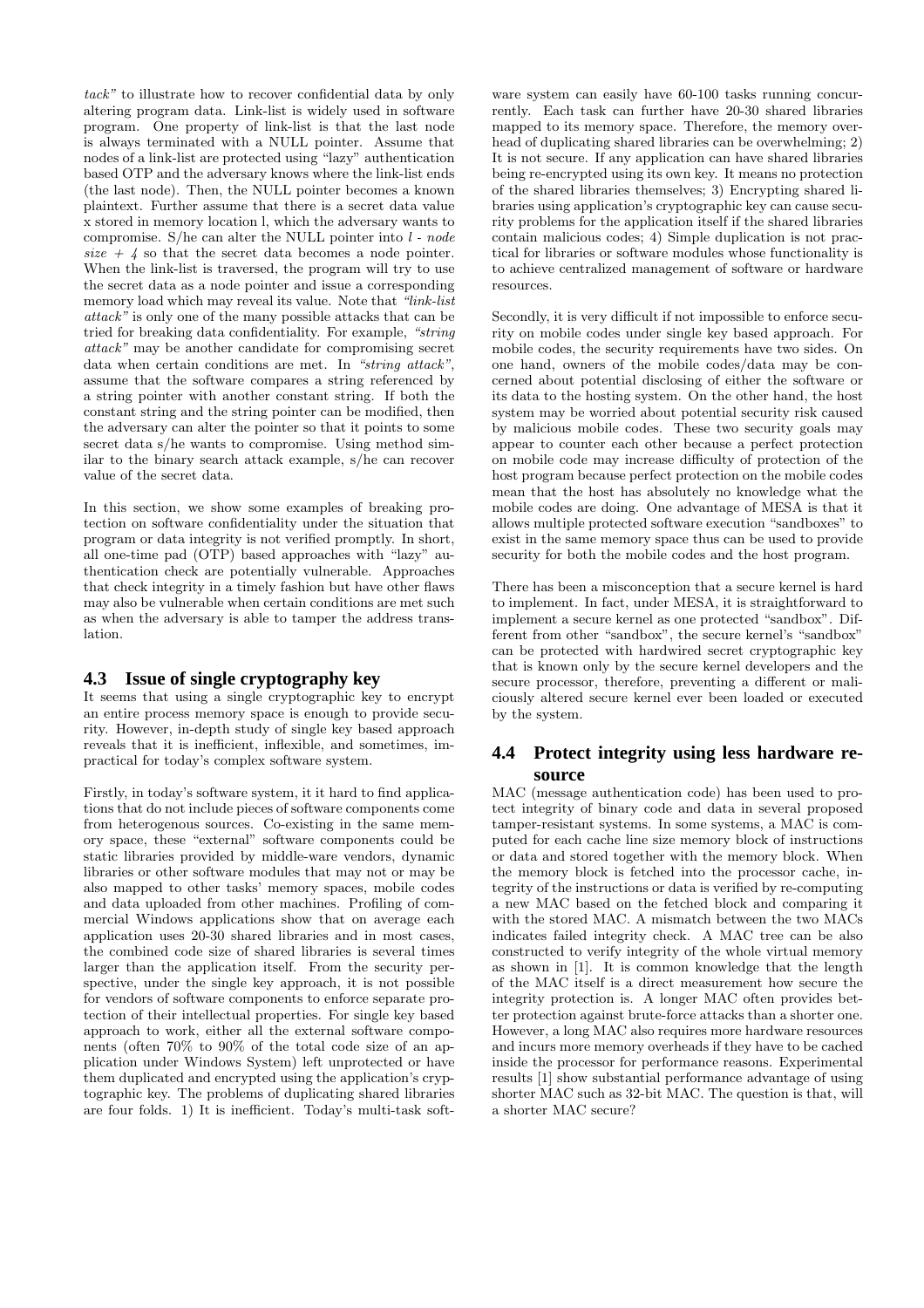*tack"* to illustrate how to recover confidential data by only altering program data. Link-list is widely used in software program. One property of link-list is that the last node is always terminated with a NULL pointer. Assume that nodes of a link-list are protected using "lazy" authentication based OTP and the adversary knows where the link-list ends (the last node). Then, the NULL pointer becomes a known plaintext. Further assume that there is a secret data value x stored in memory location l, which the adversary wants to compromise. S/he can alter the NULL pointer into *l - node size + 4* so that the secret data becomes a node pointer. When the link-list is traversed, the program will try to use the secret data as a node pointer and issue a corresponding memory load which may reveal its value. Note that *"link-list attack"* is only one of the many possible attacks that can be tried for breaking data confidentiality. For example, *"string attack"* may be another candidate for compromising secret data when certain conditions are met. In *"string attack"*, assume that the software compares a string referenced by a string pointer with another constant string. If both the constant string and the string pointer can be modified, then the adversary can alter the pointer so that it points to some secret data s/he wants to compromise. Using method similar to the binary search attack example, s/he can recover value of the secret data.

In this section, we show some examples of breaking protection on software confidentiality under the situation that program or data integrity is not verified promptly. In short, all one-time pad (OTP) based approaches with "lazy" authentication check are potentially vulnerable. Approaches that check integrity in a timely fashion but have other flaws may also be vulnerable when certain conditions are met such as when the adversary is able to tamper the address translation.

## 4.3 Issue of single cryptography key

It seems that using a single cryptographic key to encrypt an entire process memory space is enough to provide security. However, in-depth study of single key based approach reveals that it is inefficient, inflexible, and sometimes, impractical for today's complex software system.

Firstly, in today's software system, it it hard to find applications that do not include pieces of software components come from heterogenous sources. Co-existing in the same memory space, these "external" software components could be static libraries provided by middle-ware vendors, dynamic libraries or other software modules that may not or may be also mapped to other tasks' memory spaces, mobile codes and data uploaded from other machines. Profiling of commercial Windows applications show that on average each application uses 20-30 shared libraries and in most cases, the combined code size of shared libraries is several times larger than the application itself. From the security perspective, under the single key approach, it is not possible for vendors of software components to enforce separate protection of their intellectual properties. For single key based approach to work, either all the external software components (often 70% to 90% of the total code size of an application under Windows System) left unprotected or have them duplicated and encrypted using the application's cryptographic key. The problems of duplicating shared libraries are four folds. 1) It is inefficient. Today's multi-task software system can easily have 60-100 tasks running concurrently. Each task can further have 20-30 shared libraries mapped to its memory space. Therefore, the memory overhead of duplicating shared libraries can be overwhelming; 2) It is not secure. If any application can have shared libraries being re-encrypted using its own key. It means no protection of the shared libraries themselves; 3) Encrypting shared libraries using application's cryptographic key can cause security problems for the application itself if the shared libraries contain malicious codes; 4) Simple duplication is not practical for libraries or software modules whose functionality is to achieve centralized management of software or hardware resources.

Secondly, it is very difficult if not impossible to enforce security on mobile codes under single key based approach. For mobile codes, the security requirements have two sides. On one hand, owners of the mobile codes/data may be concerned about potential disclosing of either the software or its data to the hosting system. On the other hand, the host system may be worried about potential security risk caused by malicious mobile codes. These two security goals may appear to counter each other because a perfect protection on mobile code may increase difficulty of protection of the host program because perfect protection on the mobile codes mean that the host has absolutely no knowledge what the mobile codes are doing. One advantage of MESA is that it allows multiple protected software execution "sandboxes" to exist in the same memory space thus can be used to provide security for both the mobile codes and the host program.

There has been a misconception that a secure kernel is hard to implement. In fact, under MESA, it is straightforward to implement a secure kernel as one protected "sandbox". Different from other "sandbox", the secure kernel's "sandbox" can be protected with hardwired secret cryptographic key that is known only by the secure kernel developers and the secure processor, therefore, preventing a different or maliciously altered secure kernel ever been loaded or executed by the system.

## 4.4 Protect integrity using less hardware resource

MAC (message authentication code) has been used to protect integrity of binary code and data in several proposed tamper-resistant systems. In some systems, a MAC is computed for each cache line size memory block of instructions or data and stored together with the memory block. When the memory block is fetched into the processor cache, integrity of the instructions or data is verified by re-computing a new MAC based on the fetched block and comparing it with the stored MAC. A mismatch between the two MACs indicates failed integrity check. A MAC tree can be also constructed to verify integrity of the whole virtual memory as shown in [1]. It is common knowledge that the length of the MAC itself is a direct measurement how secure the integrity protection is. A longer MAC often provides better protection against brute-force attacks than a shorter one. However, a long MAC also requires more hardware resources and incurs more memory overheads if they have to be cached inside the processor for performance reasons. Experimental results [1] show substantial performance advantage of using shorter MAC such as 32-bit MAC. The question is that, will a shorter MAC secure?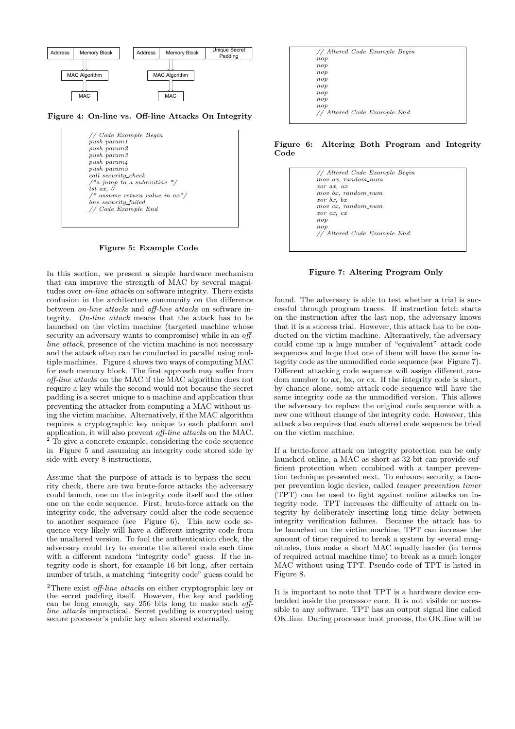Address | Memory Block → MAC Algorithm → MAC

Address | Memory Block | Unique Secret Padding → MAC Algorithm → MAC

**Figure 4: On-line vs. Off-line Attacks On Integrity**

```
// Code Example Begin
push param1
push param2
push param3
push param4
push param5
call security_check
/*a jump to a subroutine */
tst ax, 0
/* assume return value in ax*/
bne security_failed
// Code Example End
```

**Figure 5: Example Code**

In this section, we present a simple hardware mechanism that can improve the strength of MAC by several magnitudes over *on-line attack*s on software integrity. There exists confusion in the architecture community on the difference between *on-line attack*s and *off-line attack*s on software integrity. *On-line attack* means that the attack has to be launched on the victim machine (targeted machine whose security an adversary wants to compromise) while in an *off-line attack*, presence of the victim machine is not necessary and the attack often can be conducted in parallel using multiple machines. Figure 4 shows two ways of computing MAC for each memory block. The first approach may suffer from *off-line attack*s on the MAC if the MAC algorithm does not require a key while the second would not because the secret padding is a secret unique to a machine and application thus preventing the attacker from computing a MAC without using the victim machine. Alternatively, if the MAC algorithm requires a cryptographic key unique to each platform and application, it will also prevent *off-line attack*s on the MAC. [2] To give a concrete example, considering the code sequence in Figure 5 and assuming an integrity code stored side by side with every 8 instructions,

Assume that the purpose of attack is to bypass the security check, there are two brute-force attacks the adversary could launch, one on the integrity code itself and the other one on the code sequence. First, brute-force attack on the integrity code, the adversary could alter the code sequence to another sequence (see Figure 6). This new code sequence very likely will have a different integrity code from the unaltered version. To fool the authentication check, the adversary could try to execute the altered code each time with a different random "integrity code" guess. If the integrity code is short, for example 16 bit long, after certain number of trials, a matching "integrity code" guess could be found. The adversary is able to test whether a trial is successful through program traces. If instruction fetch starts on the instruction after the last nop, the adversary knows that it is a success trial. However, this attack has to be conducted on the victim machine. Alternatively, the adversary could come up a huge number of "equivalent" attack code sequences and hope that one of them will have the same integrity code as the unmodified code sequence (see Figure 7). Different attacking code sequence will assign different random number to ax, bx, or cx. If the integrity code is short, by chance alone, some attack code sequence will have the same integrity code as the unmodified version. This allows the adversary to replace the original code sequence with a new one without change of the integrity code. However, this attack also requires that each altered code sequence be tried on the victim machine.

[2] There exist *off-line attack*s on either cryptographic key or the secret padding itself. However, the key and padding can be long enough, say 256 bits long to make such *off-line attack*s impractical. Secret padding is encrypted using secure processor's public key when stored externally.

```
// Altered Code Example Begin
nop
nop
nop
nop
nop
nop
nop
nop
// Altered Code Example End
```

**Figure 6: Altering Both Program and Integrity Code**

```
// Altered Code Example Begin
mov ax, random_num
xor ax, ax
mov bx, random_num
xor bx, bx
mov cx, random_num
xor cx, cx
nop
nop
// Altered Code Example End
```

**Figure 7: Altering Program Only**

If a brute-force attack on integrity protection can be only launched online, a MAC as short as 32-bit can provide sufficient protection when combined with a tamper prevention technique presented next. To enhance security, a tamper prevention logic device, called *tamper prevention timer* (TPT) can be used to fight against online attacks on integrity code. TPT increases the difficulty of attack on integrity by deliberately inserting long time delay between integrity verification failures. Because the attack has to be launched on the victim machine, TPT can increase the amount of time required to break a system by several magnitudes, thus make a short MAC equally harder (in terms of required actual machine time) to break as a much longer MAC without using TPT. Pseudo-code of TPT is listed in Figure 8.

It is important to note that TPT is a hardware device embedded inside the processor core. It is not visible or accessible to any software. TPT has an output signal line called OK_line. During processor boot process, the OK_line will be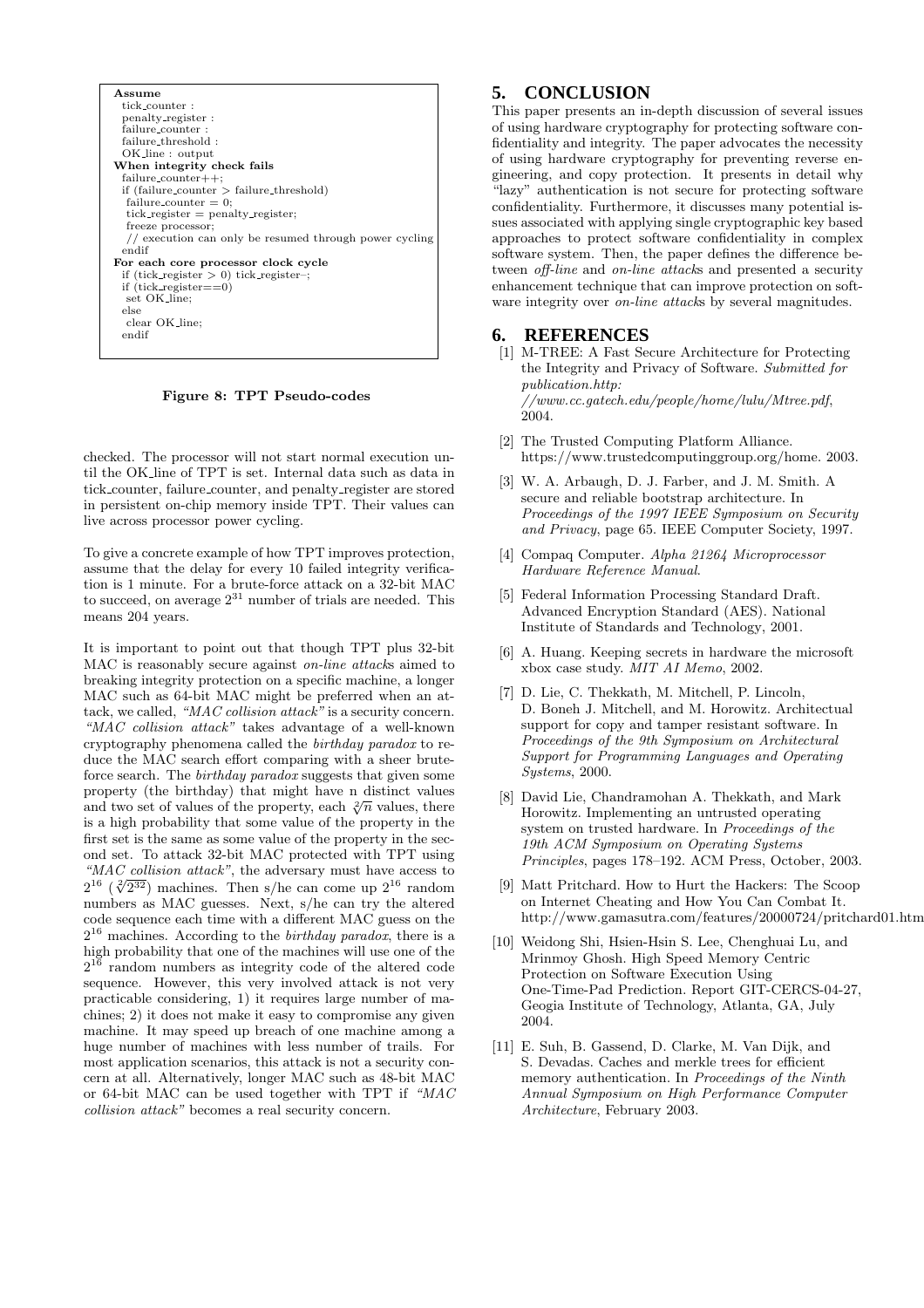```
Assume
  tick_counter :
  penalty_register :
  failure_counter :
  failure_threshold :
  OK_line : output
When integrity check fails
  failure_counter++;
  if (failure_counter > failure_threshold)
   failure_counter = 0;
   tick_register = penalty_register;
   freeze processor;
   // execution can only be resumed through power cycling
  endif
For each core processor clock cycle
  if (tick_register > 0) tick_register--;
  if (tick_register==0)
   set OK_line;
  else
   clear OK_line;
  endif
```

**Figure 8: TPT Pseudo-codes**

checked. The processor will not start normal execution until the OK_line of TPT is set. Internal data such as data in tick_counter, failure_counter, and penalty_register are stored in persistent on-chip memory inside TPT. Their values can live across processor power cycling.

To give a concrete example of how TPT improves protection, assume that the delay for every 10 failed integrity verification is 1 minute. For a brute-force attack on a 32-bit MAC to succeed, on average $2^{31}$ number of trials are needed. This means 204 years.

It is important to point out that though TPT plus 32-bit MAC is reasonably secure against *on-line attack*s aimed to breaking integrity protection on a specific machine, a longer MAC such as 64-bit MAC might be preferred when an attack, we called, *"MAC collision attack"* is a security concern. *"MAC collision attack"* takes advantage of a well-known cryptography phenomena called the *birthday paradox* to reduce the MAC search effort comparing with a sheer brute-force search. The *birthday paradox* suggests that given some property (the birthday) that might have n distinct values and two set of values of the property, each $\sqrt[2]{n}$ values, there is a high probability that some value of the property in the first set is the same as some value of the property in the second set. To attack 32-bit MAC protected with TPT using *"MAC collision attack"*, the adversary must have access to $2^{16}$ ($\sqrt[2]{2^{32}}$) machines. Then s/he can come up $2^{16}$ random numbers as MAC guesses. Next, s/he can try the altered code sequence each time with a different MAC guess on the $2^{16}$ machines. According to the *birthday paradox*, there is a high probability that one of the machines will use one of the $2^{16}$ random numbers as integrity code of the altered code sequence. However, this very involved attack is not very practicable considering, 1) it requires large number of machines; 2) it does not make it easy to compromise any given machine. It may speed up breach of one machine among a huge number of machines with less number of trails. For most application scenarios, this attack is not a security concern at all. Alternatively, longer MAC such as 48-bit MAC or 64-bit MAC can be used together with TPT if *"MAC collision attack"* becomes a real security concern.

# 5. CONCLUSION

This paper presents an in-depth discussion of several issues of using hardware cryptography for protecting software confidentiality and integrity. The paper advocates the necessity of using hardware cryptography for preventing reverse engineering, and copy protection. It presents in detail why "lazy" authentication is not secure for protecting software confidentiality. Furthermore, it discusses many potential issues associated with applying single cryptographic key based approaches to protect software confidentiality in complex software system. Then, the paper defines the difference between *off-line* and *on-line attack*s and presented a security enhancement technique that can improve protection on software integrity over *on-line attack*s by several magnitudes.

# 6. REFERENCES

[1] M-TREE: A Fast Secure Architecture for Protecting the Integrity and Privacy of Software. *Submitted for publication.http://www.cc.gatech.edu/people/home/lulu/Mtree.pdf*, 2004.

[2] The Trusted Computing Platform Alliance. https://www.trustedcomputinggroup.org/home. 2003.

[3] W. A. Arbaugh, D. J. Farber, and J. M. Smith. A secure and reliable bootstrap architecture. In *Proceedings of the 1997 IEEE Symposium on Security and Privacy*, page 65. IEEE Computer Society, 1997.

[4] Compaq Computer. *Alpha 21264 Microprocessor Hardware Reference Manual*.

[5] Federal Information Processing Standard Draft. Advanced Encryption Standard (AES). National Institute of Standards and Technology, 2001.

[6] A. Huang. Keeping secrets in hardware the microsoft xbox case study. *MIT AI Memo*, 2002.

[7] D. Lie, C. Thekkath, M. Mitchell, P. Lincoln, D. Boneh J. Mitchell, and M. Horowitz. Architectual support for copy and tamper resistant software. In *Proceedings of the 9th Symposium on Architectural Support for Programming Languages and Operating Systems*, 2000.

[8] David Lie, Chandramohan A. Thekkath, and Mark Horowitz. Implementing an untrusted operating system on trusted hardware. In *Proceedings of the 19th ACM Symposium on Operating Systems Principles*, pages 178–192. ACM Press, October, 2003.

[9] Matt Pritchard. How to Hurt the Hackers: The Scoop on Internet Cheating and How You Can Combat It. http://www.gamasutra.com/features/20000724/pritchard01.htm

[10] Weidong Shi, Hsien-Hsin S. Lee, Chenghuai Lu, and Mrinmoy Ghosh. High Speed Memory Centric Protection on Software Execution Using One-Time-Pad Prediction. Report GIT-CERCS-04-27, Geogia Institute of Technology, Atlanta, GA, July 2004.

[11] E. Suh, B. Gassend, D. Clarke, M. Van Dijk, and S. Devadas. Caches and merkle trees for efficient memory authentication. In *Proceedings of the Ninth Annual Symposium on High Performance Computer Architecture*, February 2003.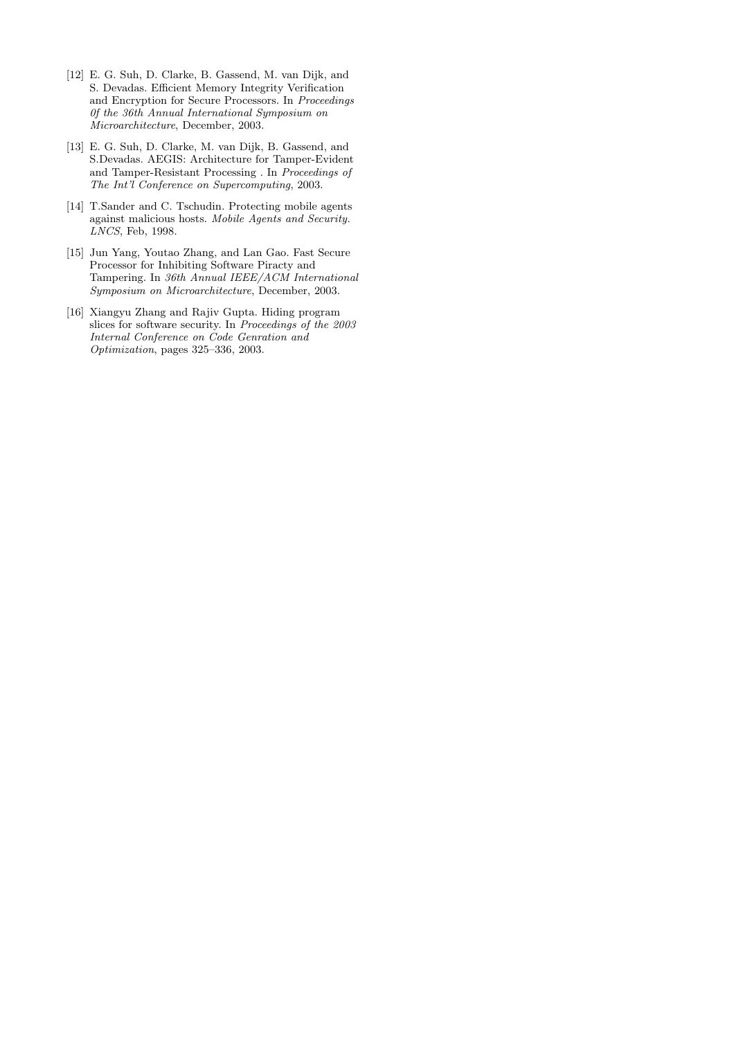[12] E. G. Suh, D. Clarke, B. Gassend, M. van Dijk, and S. Devadas. Efficient Memory Integrity Verification and Encryption for Secure Processors. In *Proceedings 0f the 36th Annual International Symposium on Microarchitecture*, December, 2003.

[13] E. G. Suh, D. Clarke, M. van Dijk, B. Gassend, and S.Devadas. AEGIS: Architecture for Tamper-Evident and Tamper-Resistant Processing . In *Proceedings of The Int'l Conference on Supercomputing*, 2003.

[14] T.Sander and C. Tschudin. Protecting mobile agents against malicious hosts. *Mobile Agents and Security. LNCS*, Feb, 1998.

[15] Jun Yang, Youtao Zhang, and Lan Gao. Fast Secure Processor for Inhibiting Software Piracty and Tampering. In *36th Annual IEEE/ACM International Symposium on Microarchitecture*, December, 2003.

[16] Xiangyu Zhang and Rajiv Gupta. Hiding program slices for software security. In *Proceedings of the 2003 Internal Conference on Code Genration and Optimization*, pages 325–336, 2003.